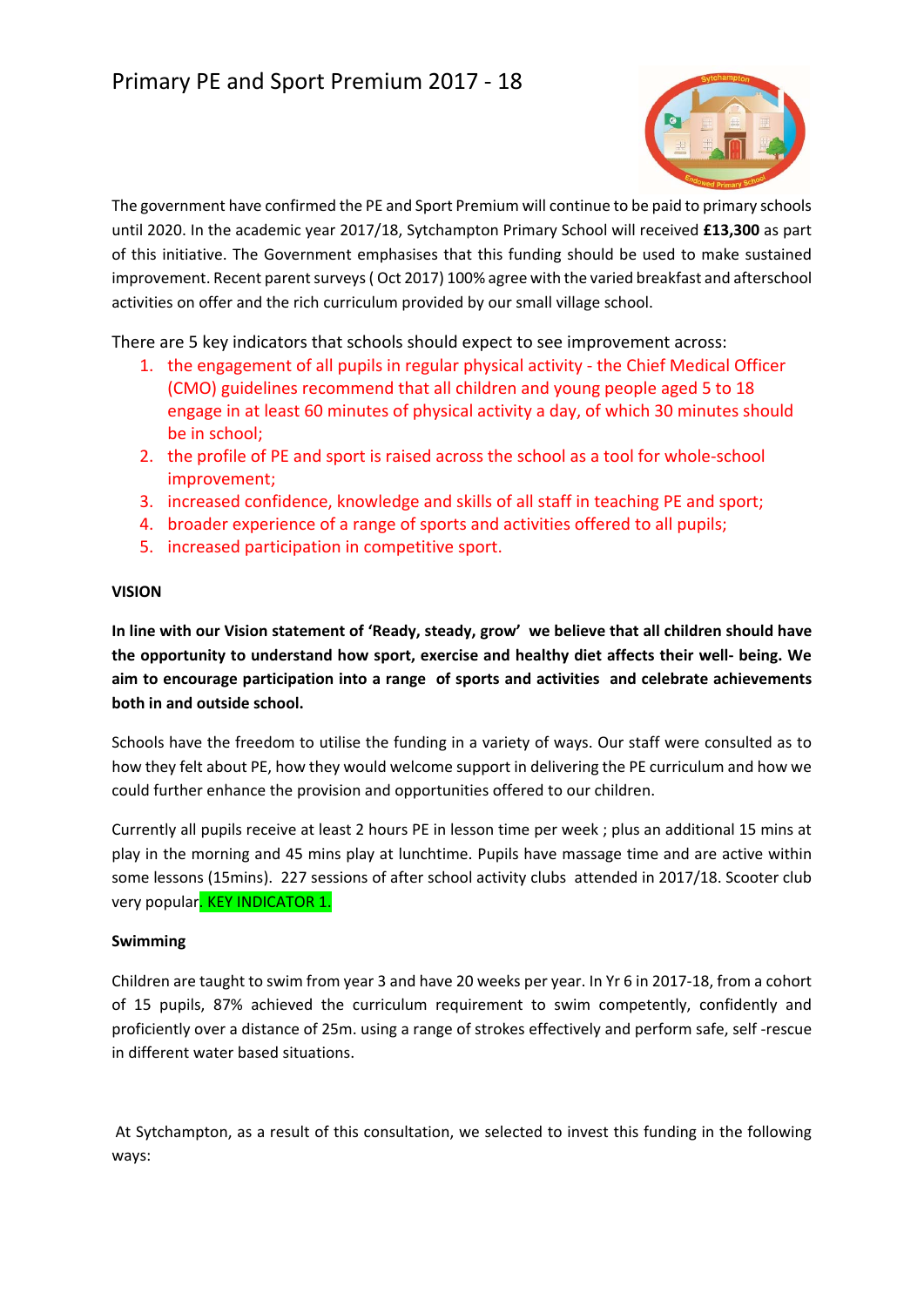# Primary PE and Sport Premium 2017 - 18

The government have confirmed the PE and Sport Premium will continue to be paid to primary schools until 2020. In the academic year 2017/18, Sytchampton Primary School will received **£13,300** as part of this initiative. The Government emphasises that this funding should be used to make sustained improvement. Recent parent surveys ( Oct 2017) 100% agree with the varied breakfast and afterschool activities on offer and the rich curriculum provided by our small village school.

There are 5 key indicators that schools should expect to see improvement across:

1. the engagement of all pupils in regular physical activity - the Chief Medical Officer (CMO) guidelines recommend that all children and young people aged 5 to 18 engage in at least 60 minutes of physical activity a day, of which 30 minutes should be in school;
2. the profile of PE and sport is raised across the school as a tool for whole-school improvement;
3. increased confidence, knowledge and skills of all staff in teaching PE and sport;
4. broader experience of a range of sports and activities offered to all pupils;
5. increased participation in competitive sport.

**VISION**

**In line with our Vision statement of 'Ready, steady, grow' we believe that all children should have the opportunity to understand how sport, exercise and healthy diet affects their well- being. We aim to encourage participation into a range of sports and activities and celebrate achievements both in and outside school.**

Schools have the freedom to utilise the funding in a variety of ways. Our staff were consulted as to how they felt about PE, how they would welcome support in delivering the PE curriculum and how we could further enhance the provision and opportunities offered to our children.

Currently all pupils receive at least 2 hours PE in lesson time per week ; plus an additional 15 mins at play in the morning and 45 mins play at lunchtime. Pupils have massage time and are active within some lessons (15mins). 227 sessions of after school activity clubs attended in 2017/18. Scooter club very popular. KEY INDICATOR 1.

**Swimming**

Children are taught to swim from year 3 and have 20 weeks per year. In Yr 6 in 2017-18, from a cohort of 15 pupils, 87% achieved the curriculum requirement to swim competently, confidently and proficiently over a distance of 25m. using a range of strokes effectively and perform safe, self -rescue in different water based situations.

At Sytchampton, as a result of this consultation, we selected to invest this funding in the following ways: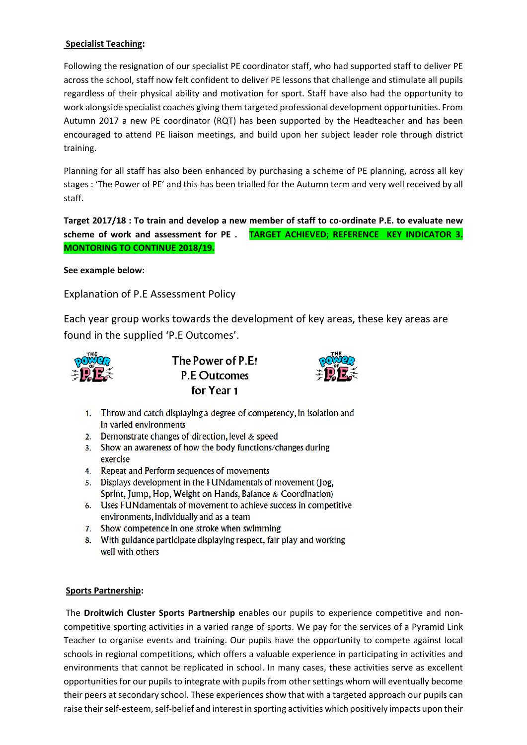**Specialist Teaching:**

Following the resignation of our specialist PE coordinator staff, who had supported staff to deliver PE across the school, staff now felt confident to deliver PE lessons that challenge and stimulate all pupils regardless of their physical ability and motivation for sport. Staff have also had the opportunity to work alongside specialist coaches giving them targeted professional development opportunities. From Autumn 2017 a new PE coordinator (RQT) has been supported by the Headteacher and has been encouraged to attend PE liaison meetings, and build upon her subject leader role through district training.

Planning for all staff has also been enhanced by purchasing a scheme of PE planning, across all key stages : 'The Power of PE' and this has been trialled for the Autumn term and very well received by all staff.

**Target 2017/18 : To train and develop a new member of staff to co-ordinate P.E. to evaluate new scheme of work and assessment for PE . TARGET ACHIEVED; REFERENCE KEY INDICATOR 3. MONTORING TO CONTINUE 2018/19.**

**See example below:**

Explanation of P.E Assessment Policy

Each year group works towards the development of key areas, these key areas are found in the supplied 'P.E Outcomes'.

**The Power of P.E! P.E Outcomes for Year 1**

1. Throw and catch displaying a degree of competency, in isolation and in varied environments
2. Demonstrate changes of direction, level & speed
3. Show an awareness of how the body functions/changes during exercise
4. Repeat and Perform sequences of movements
5. Displays development in the FUNdamentals of movement (Jog, Sprint, Jump, Hop, Weight on Hands, Balance & Coordination)
6. Uses FUNdamentals of movement to achieve success in competitive environments, individually and as a team
7. Show competence in one stroke when swimming
8. With guidance participate displaying respect, fair play and working well with others

**Sports Partnership:**

The **Droitwich Cluster Sports Partnership** enables our pupils to experience competitive and non-competitive sporting activities in a varied range of sports. We pay for the services of a Pyramid Link Teacher to organise events and training. Our pupils have the opportunity to compete against local schools in regional competitions, which offers a valuable experience in participating in activities and environments that cannot be replicated in school. In many cases, these activities serve as excellent opportunities for our pupils to integrate with pupils from other settings whom will eventually become their peers at secondary school. These experiences show that with a targeted approach our pupils can raise their self-esteem, self-belief and interest in sporting activities which positively impacts upon their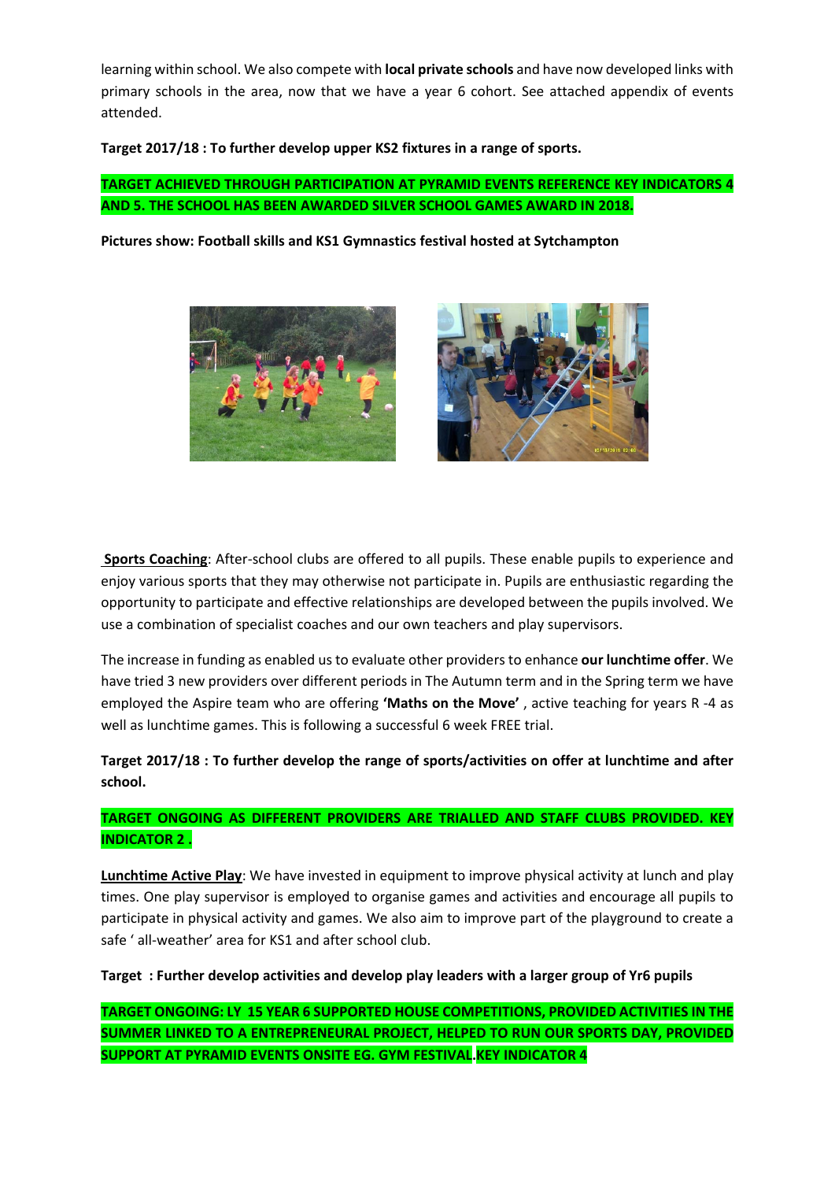learning within school. We also compete with **local private schools** and have now developed links with primary schools in the area, now that we have a year 6 cohort. See attached appendix of events attended.

**Target 2017/18 : To further develop upper KS2 fixtures in a range of sports.**

**TARGET ACHIEVED THROUGH PARTICIPATION AT PYRAMID EVENTS REFERENCE KEY INDICATORS 4 AND 5. THE SCHOOL HAS BEEN AWARDED SILVER SCHOOL GAMES AWARD IN 2018.**

**Pictures show: Football skills and KS1 Gymnastics festival hosted at Sytchampton**

**Sports Coaching**: After-school clubs are offered to all pupils. These enable pupils to experience and enjoy various sports that they may otherwise not participate in. Pupils are enthusiastic regarding the opportunity to participate and effective relationships are developed between the pupils involved. We use a combination of specialist coaches and our own teachers and play supervisors.

The increase in funding as enabled us to evaluate other providers to enhance **our lunchtime offer**. We have tried 3 new providers over different periods in The Autumn term and in the Spring term we have employed the Aspire team who are offering **'Maths on the Move'** , active teaching for years R -4 as well as lunchtime games. This is following a successful 6 week FREE trial.

**Target 2017/18 : To further develop the range of sports/activities on offer at lunchtime and after school.**

**TARGET ONGOING AS DIFFERENT PROVIDERS ARE TRIALLED AND STAFF CLUBS PROVIDED. KEY INDICATOR 2 .**

**Lunchtime Active Play**: We have invested in equipment to improve physical activity at lunch and play times. One play supervisor is employed to organise games and activities and encourage all pupils to participate in physical activity and games. We also aim to improve part of the playground to create a safe ' all-weather' area for KS1 and after school club.

**Target : Further develop activities and develop play leaders with a larger group of Yr6 pupils**

**TARGET ONGOING: LY 15 YEAR 6 SUPPORTED HOUSE COMPETITIONS, PROVIDED ACTIVITIES IN THE SUMMER LINKED TO A ENTREPRENEURAL PROJECT, HELPED TO RUN OUR SPORTS DAY, PROVIDED SUPPORT AT PYRAMID EVENTS ONSITE EG. GYM FESTIVAL.KEY INDICATOR 4**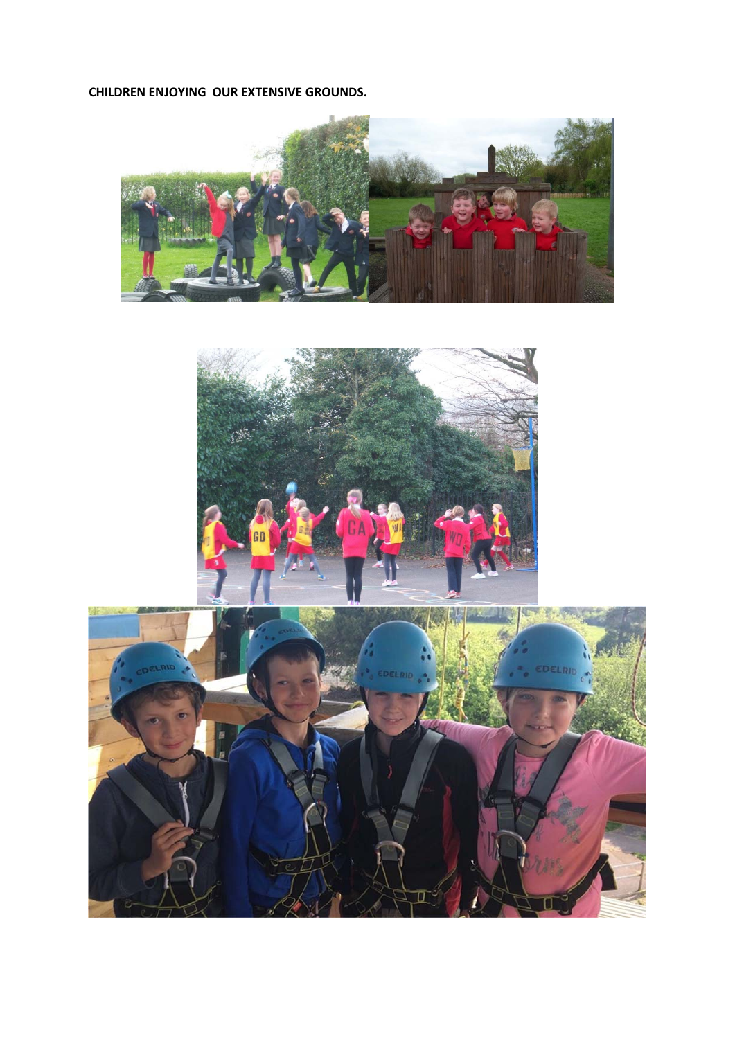**CHILDREN ENJOYING OUR EXTENSIVE GROUNDS.**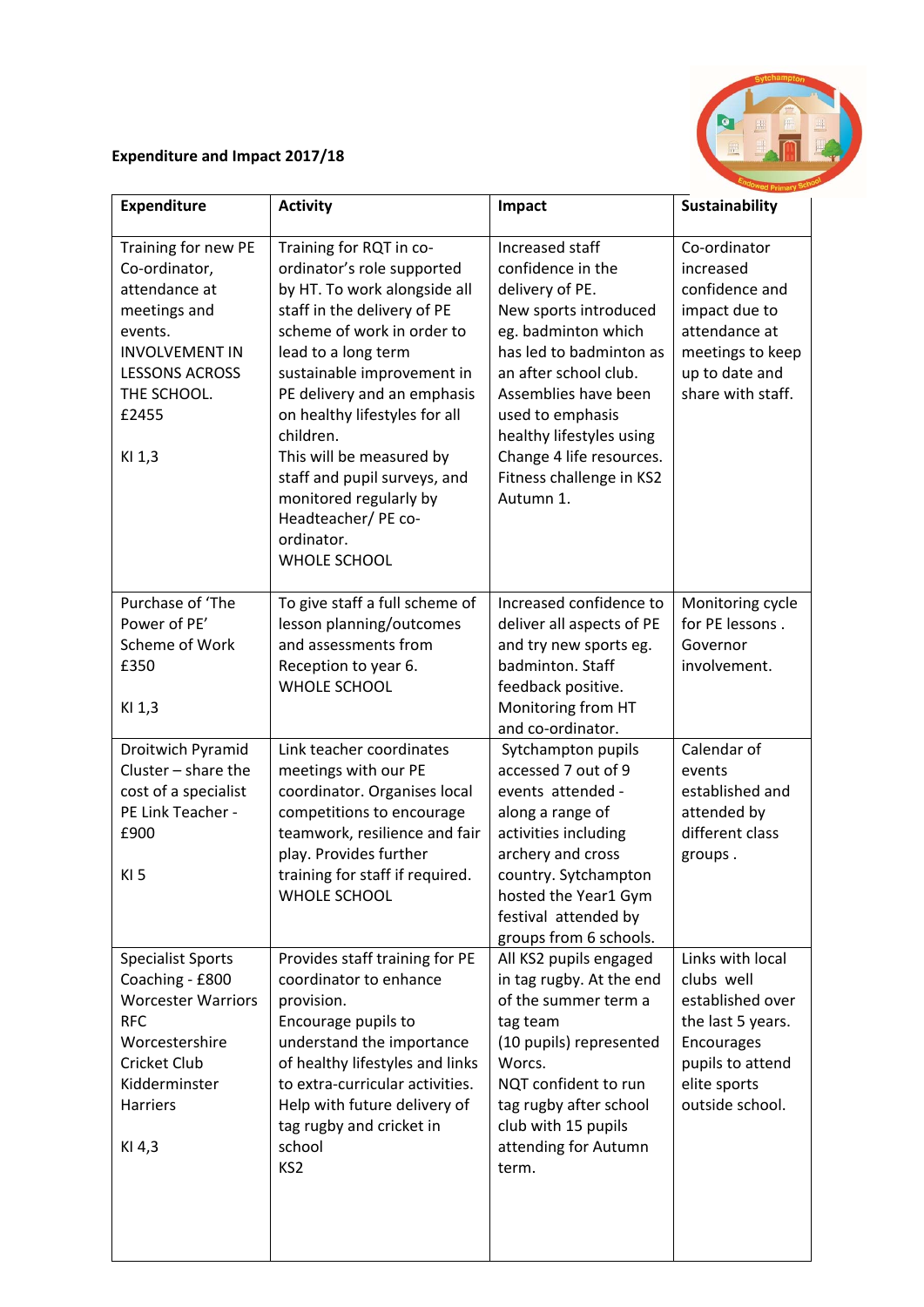**Expenditure and Impact 2017/18**

| Expenditure | Activity | Impact | Sustainability |
|---|---|---|---|
| Training for new PE Co-ordinator, attendance at meetings and events. INVOLVEMENT IN LESSONS ACROSS THE SCHOOL. £2455<br><br>KI 1,3 | Training for RQT in co-ordinator's role supported by HT. To work alongside all staff in the delivery of PE scheme of work in order to lead to a long term sustainable improvement in PE delivery and an emphasis on healthy lifestyles for all children.<br>This will be measured by staff and pupil surveys, and monitored regularly by Headteacher/ PE co-ordinator.<br>WHOLE SCHOOL | Increased staff confidence in the delivery of PE.<br>New sports introduced eg. badminton which has led to badminton as an after school club.<br>Assemblies have been used to emphasis healthy lifestyles using Change 4 life resources.<br>Fitness challenge in KS2 Autumn 1. | Co-ordinator increased confidence and impact due to attendance at meetings to keep up to date and share with staff. |
| Purchase of 'The Power of PE' Scheme of Work £350<br><br>KI 1,3 | To give staff a full scheme of lesson planning/outcomes and assessments from Reception to year 6.<br>WHOLE SCHOOL | Increased confidence to deliver all aspects of PE and try new sports eg. badminton. Staff feedback positive.<br>Monitoring from HT and co-ordinator. | Monitoring cycle for PE lessons . Governor involvement. |
| Droitwich Pyramid Cluster – share the cost of a specialist PE Link Teacher - £900<br><br>KI 5 | Link teacher coordinates meetings with our PE coordinator. Organises local competitions to encourage teamwork, resilience and fair play. Provides further training for staff if required.<br>WHOLE SCHOOL | Sytchampton pupils accessed 7 out of 9 events attended - along a range of activities including archery and cross country. Sytchampton hosted the Year1 Gym festival attended by groups from 6 schools. | Calendar of events established and attended by different class groups . |
| Specialist Sports Coaching - £800<br>Worcester Warriors RFC<br>Worcestershire Cricket Club<br>Kidderminster Harriers<br><br>KI 4,3 | Provides staff training for PE coordinator to enhance provision.<br>Encourage pupils to understand the importance of healthy lifestyles and links to extra-curricular activities.<br>Help with future delivery of tag rugby and cricket in school<br>KS2 | All KS2 pupils engaged in tag rugby. At the end of the summer term a tag team (10 pupils) represented Worcs.<br>NQT confident to run tag rugby after school club with 15 pupils attending for Autumn term. | Links with local clubs well established over the last 5 years. Encourages pupils to attend elite sports outside school. |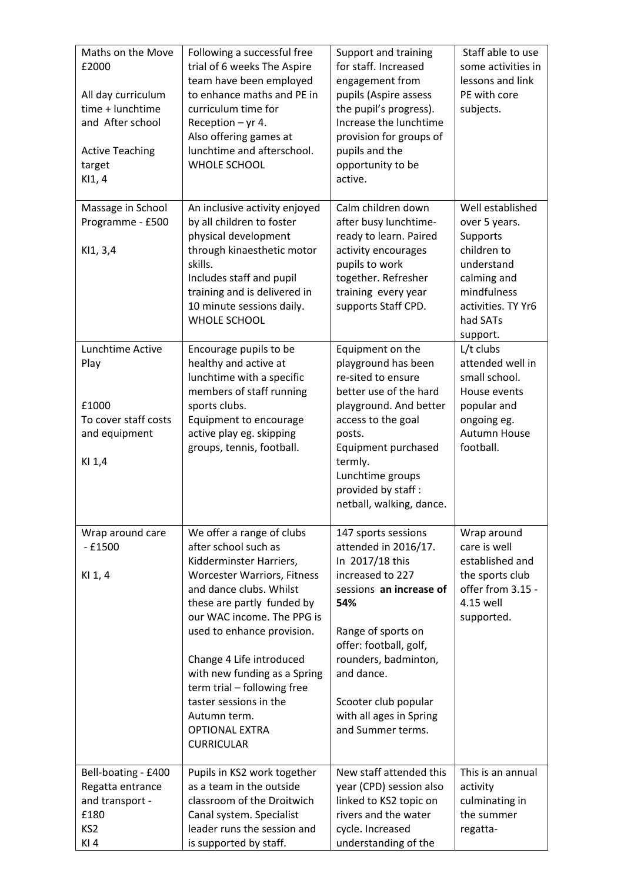| Maths on the Move £2000<br><br>All day curriculum time + lunchtime and After school<br><br>Active Teaching target<br>KI1, 4 | Following a successful free trial of 6 weeks The Aspire team have been employed to enhance maths and PE in curriculum time for Reception – yr 4.<br>Also offering games at lunchtime and afterschool.<br>WHOLE SCHOOL | Support and training for staff. Increased engagement from pupils (Aspire assess the pupil's progress). Increase the lunchtime provision for groups of pupils and the opportunity to be active. | Staff able to use some activities in lessons and link PE with core subjects. |
|---|---|---|---|
| Massage in School Programme - £500<br><br>KI1, 3,4 | An inclusive activity enjoyed by all children to foster physical development through kinaesthetic motor skills.<br>Includes staff and pupil training and is delivered in 10 minute sessions daily.<br>WHOLE SCHOOL | Calm children down after busy lunchtime- ready to learn. Paired activity encourages pupils to work together. Refresher training every year supports Staff CPD. | Well established over 5 years. Supports children to understand calming and mindfulness activities. TY Yr6 had SATs support. |
| Lunchtime Active Play<br><br>£1000<br>To cover staff costs and equipment<br><br>KI 1,4 | Encourage pupils to be healthy and active at lunchtime with a specific members of staff running sports clubs.<br>Equipment to encourage active play eg. skipping groups, tennis, football. | Equipment on the playground has been re-sited to ensure better use of the hard playground. And better access to the goal posts.<br>Equipment purchased termly.<br>Lunchtime groups provided by staff : netball, walking, dance. | L/t clubs attended well in small school. House events popular and ongoing eg. Autumn House football. |
| Wrap around care - £1500<br><br>KI 1, 4 | We offer a range of clubs after school such as Kidderminster Harriers, Worcester Warriors, Fitness and dance clubs. Whilst these are partly funded by our WAC income. The PPG is used to enhance provision.<br><br>Change 4 Life introduced with new funding as a Spring term trial – following free taster sessions in the Autumn term.<br>OPTIONAL EXTRA CURRICULAR | 147 sports sessions attended in 2016/17. In 2017/18 this increased to 227 sessions **an increase of 54%**<br><br>Range of sports on offer: football, golf, rounders, badminton, and dance.<br><br>Scooter club popular with all ages in Spring and Summer terms. | Wrap around care is well established and the sports club offer from 3.15 - 4.15 well supported. |
| Bell-boating - £400<br>Regatta entrance and transport - £180<br>KS2<br>KI 4 | Pupils in KS2 work together as a team in the outside classroom of the Droitwich Canal system. Specialist leader runs the session and is supported by staff. | New staff attended this year (CPD) session also linked to KS2 topic on rivers and the water cycle. Increased understanding of the | This is an annual activity culminating in the summer regatta- |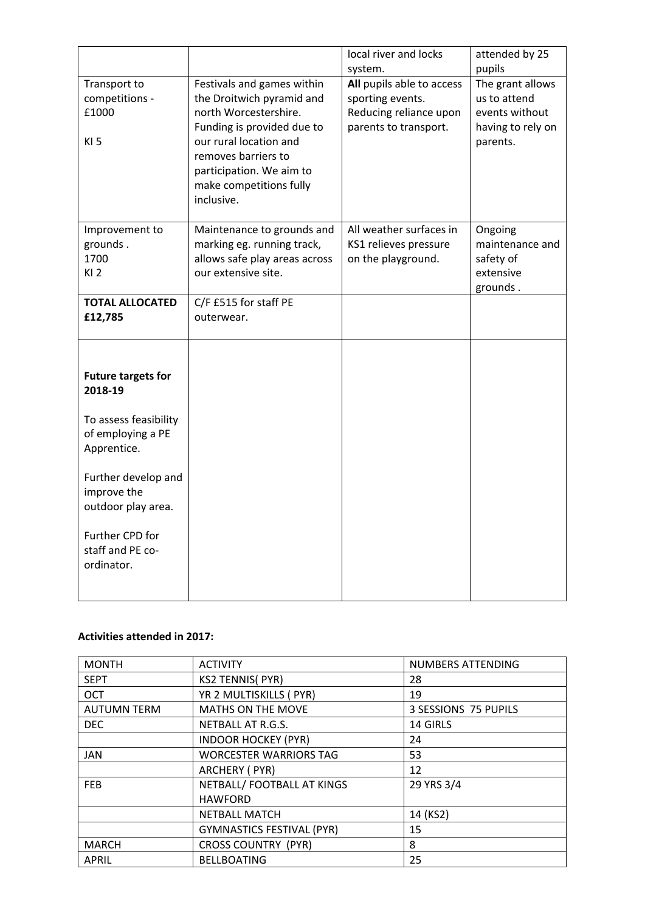| | | local river and locks system. | attended by 25 pupils |
|---|---|---|---|
| Transport to competitions - £1000<br><br>KI 5 | Festivals and games within the Droitwich pyramid and north Worcestershire. Funding is provided due to our rural location and removes barriers to participation. We aim to make competitions fully inclusive. | **All** pupils able to access sporting events. Reducing reliance upon parents to transport. | The grant allows us to attend events without having to rely on parents. |
| Improvement to grounds .<br>1700<br>KI 2 | Maintenance to grounds and marking eg. running track, allows safe play areas across our extensive site. | All weather surfaces in KS1 relieves pressure on the playground. | Ongoing maintenance and safety of extensive grounds . |
| **TOTAL ALLOCATED £12,785** | C/F £515 for staff PE outerwear. | | |
| **Future targets for 2018-19**<br><br>To assess feasibility of employing a PE Apprentice.<br><br>Further develop and improve the outdoor play area.<br><br>Further CPD for staff and PE co-ordinator. | | | |

**Activities attended in 2017:**

| MONTH | ACTIVITY | NUMBERS ATTENDING |
|---|---|---|
| SEPT | KS2 TENNIS( PYR) | 28 |
| OCT | YR 2 MULTISKILLS ( PYR) | 19 |
| AUTUMN TERM | MATHS ON THE MOVE | 3 SESSIONS 75 PUPILS |
| DEC | NETBALL AT R.G.S. | 14 GIRLS |
| | INDOOR HOCKEY (PYR) | 24 |
| JAN | WORCESTER WARRIORS TAG | 53 |
| | ARCHERY ( PYR) | 12 |
| FEB | NETBALL/ FOOTBALL AT KINGS HAWFORD | 29 YRS 3/4 |
| | NETBALL MATCH | 14 (KS2) |
| | GYMNASTICS FESTIVAL (PYR) | 15 |
| MARCH | CROSS COUNTRY (PYR) | 8 |
| APRIL | BELLBOATING | 25 |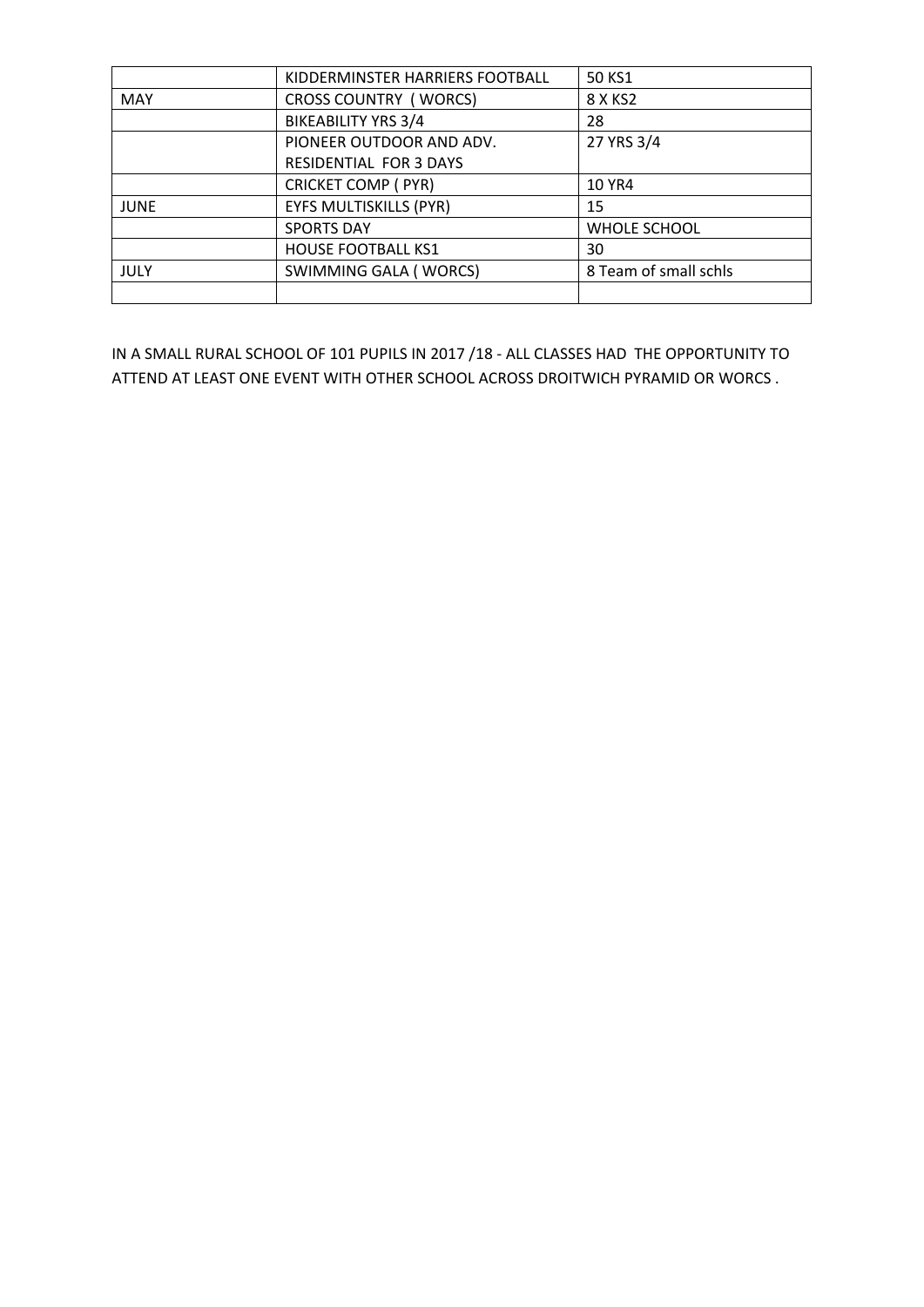| | | |
|---|---|---|
| | KIDDERMINSTER HARRIERS FOOTBALL | 50 KS1 |
| MAY | CROSS COUNTRY ( WORCS) | 8 X KS2 |
| | BIKEABILITY YRS 3/4 | 28 |
| | PIONEER OUTDOOR AND ADV. RESIDENTIAL FOR 3 DAYS | 27 YRS 3/4 |
| | CRICKET COMP ( PYR) | 10 YR4 |
| JUNE | EYFS MULTISKILLS (PYR) | 15 |
| | SPORTS DAY | WHOLE SCHOOL |
| | HOUSE FOOTBALL KS1 | 30 |
| JULY | SWIMMING GALA ( WORCS) | 8 Team of small schls |
| | | |

IN A SMALL RURAL SCHOOL OF 101 PUPILS IN 2017 /18 - ALL CLASSES HAD THE OPPORTUNITY TO ATTEND AT LEAST ONE EVENT WITH OTHER SCHOOL ACROSS DROITWICH PYRAMID OR WORCS .